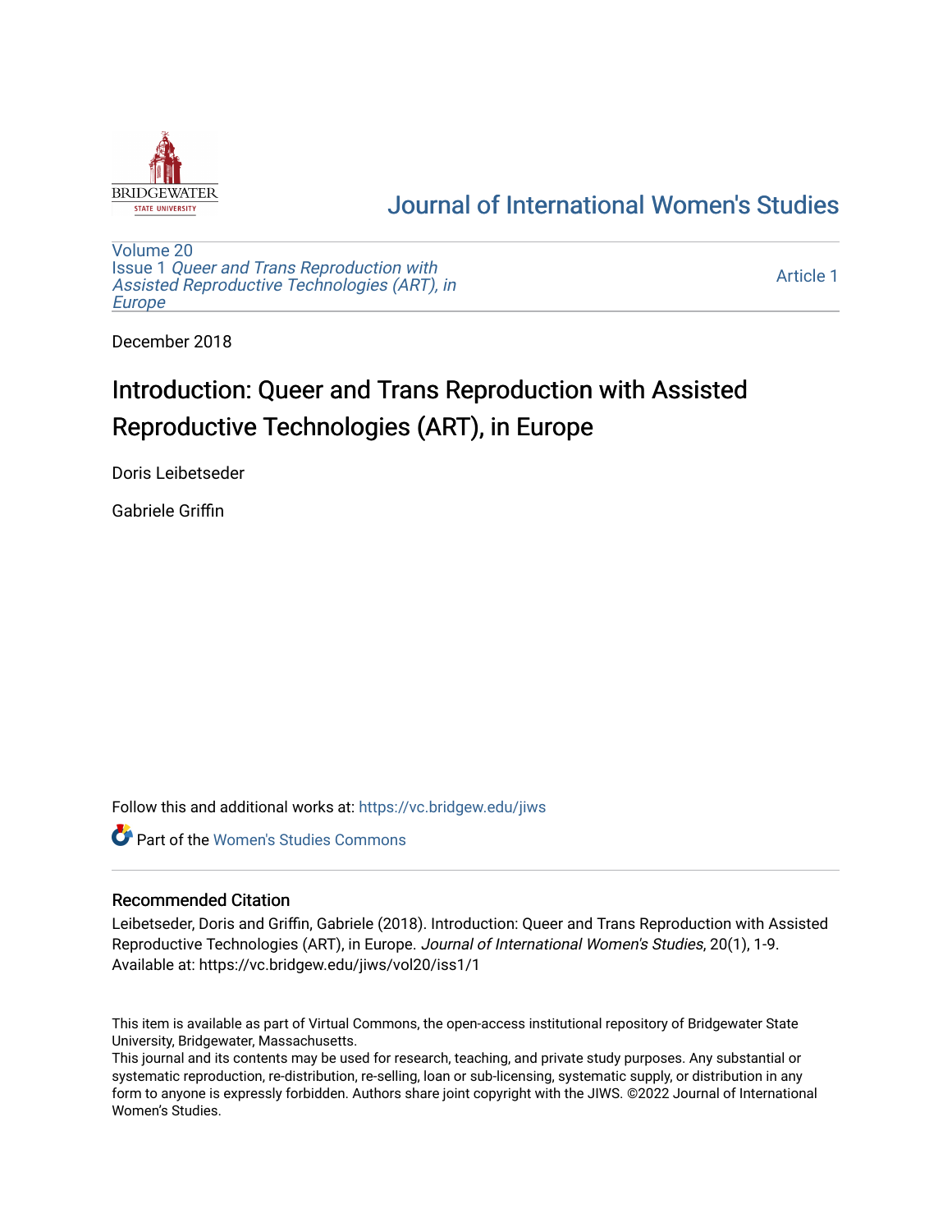Journal of International Women's Studies

Volume 20
Issue 1 *Queer and Trans Reproduction with Assisted Reproductive Technologies (ART), in Europe*

Article 1

December 2018

# Introduction: Queer and Trans Reproduction with Assisted Reproductive Technologies (ART), in Europe

Doris Leibetseder

Gabriele Griffin

Follow this and additional works at: https://vc.bridgew.edu/jiws

Part of the Women's Studies Commons

## Recommended Citation

Leibetseder, Doris and Griffin, Gabriele (2018). Introduction: Queer and Trans Reproduction with Assisted Reproductive Technologies (ART), in Europe. *Journal of International Women's Studies*, 20(1), 1-9.
Available at: https://vc.bridgew.edu/jiws/vol20/iss1/1

This item is available as part of Virtual Commons, the open-access institutional repository of Bridgewater State University, Bridgewater, Massachusetts.
This journal and its contents may be used for research, teaching, and private study purposes. Any substantial or systematic reproduction, re-distribution, re-selling, loan or sub-licensing, systematic supply, or distribution in any form to anyone is expressly forbidden. Authors share joint copyright with the JIWS. ©2022 Journal of International Women's Studies.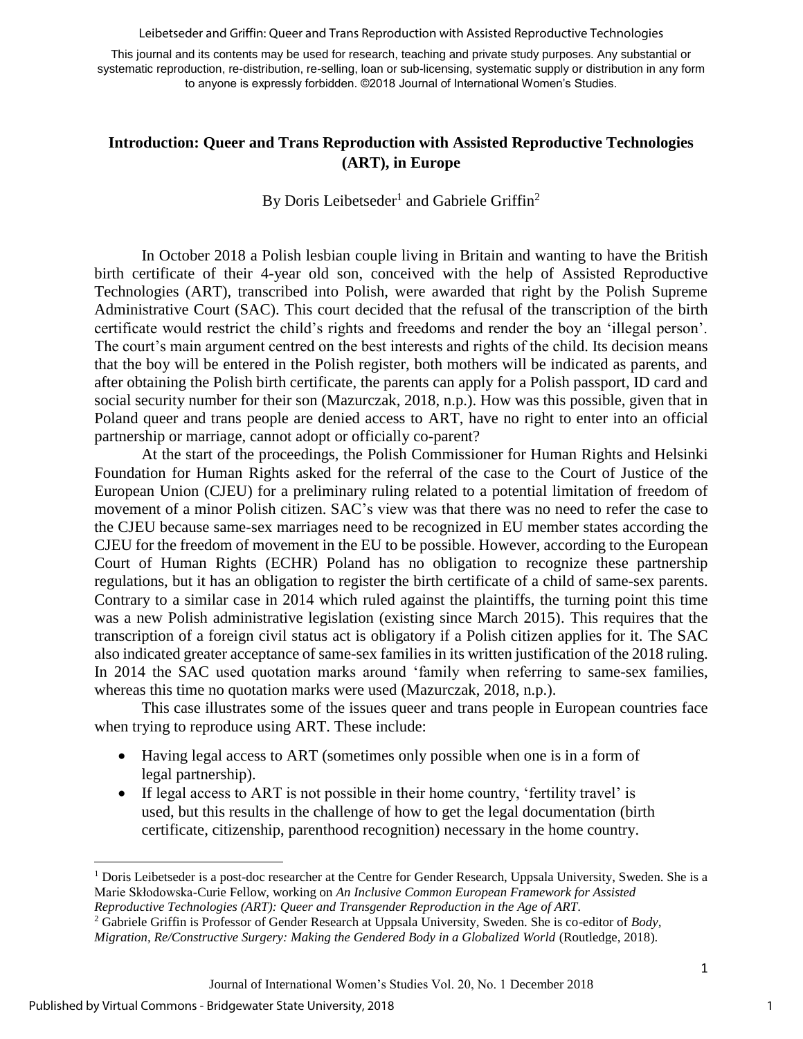# Introduction: Queer and Trans Reproduction with Assisted Reproductive Technologies (ART), in Europe

By Doris Leibetseder[1] and Gabriele Griffin[2]

In October 2018 a Polish lesbian couple living in Britain and wanting to have the British birth certificate of their 4-year old son, conceived with the help of Assisted Reproductive Technologies (ART), transcribed into Polish, were awarded that right by the Polish Supreme Administrative Court (SAC). This court decided that the refusal of the transcription of the birth certificate would restrict the child's rights and freedoms and render the boy an 'illegal person'. The court's main argument centred on the best interests and rights of the child. Its decision means that the boy will be entered in the Polish register, both mothers will be indicated as parents, and after obtaining the Polish birth certificate, the parents can apply for a Polish passport, ID card and social security number for their son (Mazurczak, 2018, n.p.). How was this possible, given that in Poland queer and trans people are denied access to ART, have no right to enter into an official partnership or marriage, cannot adopt or officially co-parent?

At the start of the proceedings, the Polish Commissioner for Human Rights and Helsinki Foundation for Human Rights asked for the referral of the case to the Court of Justice of the European Union (CJEU) for a preliminary ruling related to a potential limitation of freedom of movement of a minor Polish citizen. SAC's view was that there was no need to refer the case to the CJEU because same-sex marriages need to be recognized in EU member states according the CJEU for the freedom of movement in the EU to be possible. However, according to the European Court of Human Rights (ECHR) Poland has no obligation to recognize these partnership regulations, but it has an obligation to register the birth certificate of a child of same-sex parents. Contrary to a similar case in 2014 which ruled against the plaintiffs, the turning point this time was a new Polish administrative legislation (existing since March 2015). This requires that the transcription of a foreign civil status act is obligatory if a Polish citizen applies for it. The SAC also indicated greater acceptance of same-sex families in its written justification of the 2018 ruling. In 2014 the SAC used quotation marks around 'family when referring to same-sex families, whereas this time no quotation marks were used (Mazurczak, 2018, n.p.).

This case illustrates some of the issues queer and trans people in European countries face when trying to reproduce using ART. These include:

- Having legal access to ART (sometimes only possible when one is in a form of legal partnership).
- If legal access to ART is not possible in their home country, 'fertility travel' is used, but this results in the challenge of how to get the legal documentation (birth certificate, citizenship, parenthood recognition) necessary in the home country.

---

[1] Doris Leibetseder is a post-doc researcher at the Centre for Gender Research, Uppsala University, Sweden. She is a Marie Skłodowska-Curie Fellow, working on *An Inclusive Common European Framework for Assisted Reproductive Technologies (ART): Queer and Transgender Reproduction in the Age of ART*.

[2] Gabriele Griffin is Professor of Gender Research at Uppsala University, Sweden. She is co-editor of *Body, Migration, Re/Constructive Surgery: Making the Gendered Body in a Globalized World* (Routledge, 2018).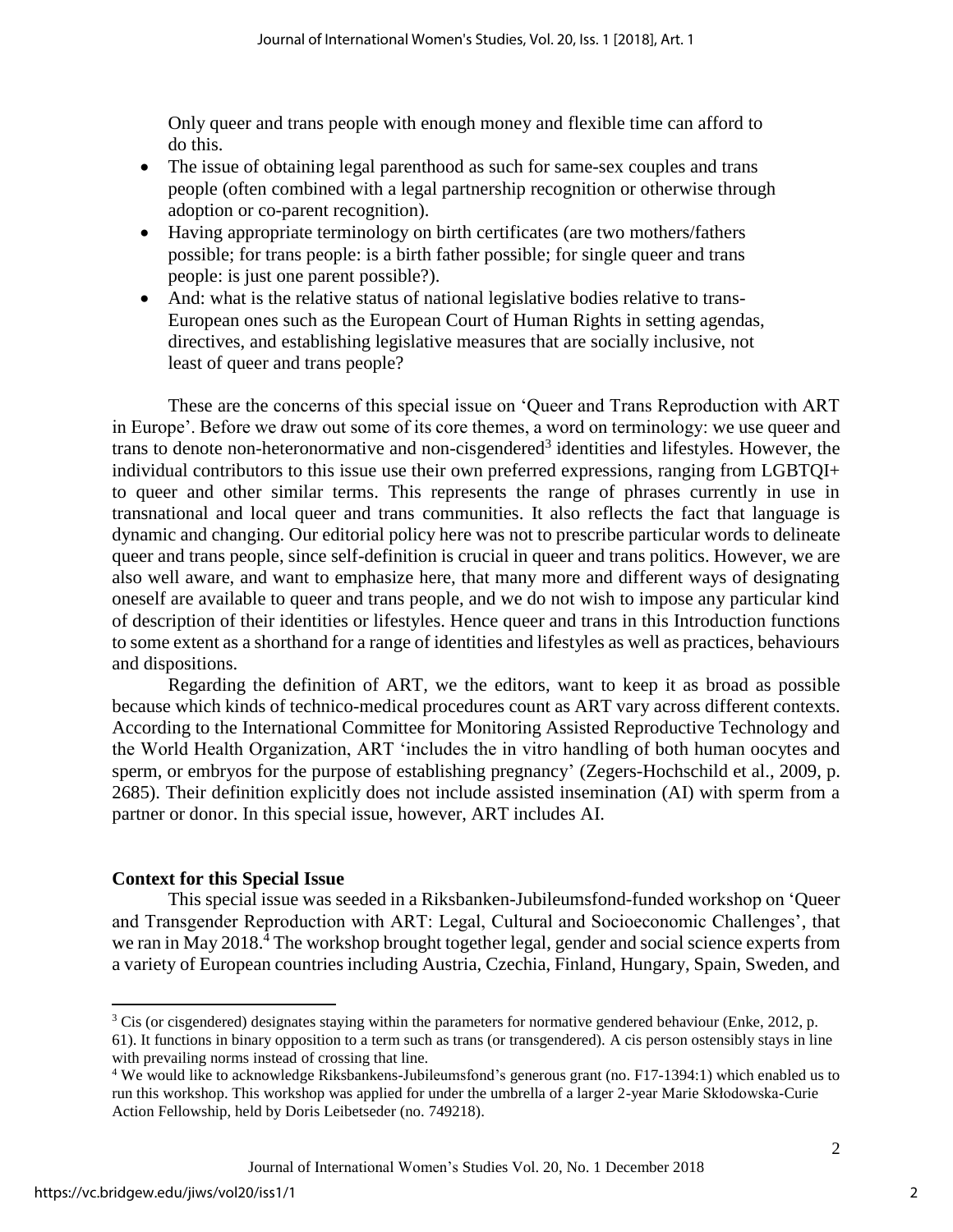Only queer and trans people with enough money and flexible time can afford to do this.

- The issue of obtaining legal parenthood as such for same-sex couples and trans people (often combined with a legal partnership recognition or otherwise through adoption or co-parent recognition).
- Having appropriate terminology on birth certificates (are two mothers/fathers possible; for trans people: is a birth father possible; for single queer and trans people: is just one parent possible?).
- And: what is the relative status of national legislative bodies relative to trans-European ones such as the European Court of Human Rights in setting agendas, directives, and establishing legislative measures that are socially inclusive, not least of queer and trans people?

These are the concerns of this special issue on 'Queer and Trans Reproduction with ART in Europe'. Before we draw out some of its core themes, a word on terminology: we use queer and trans to denote non-heteronormative and non-cisgendered[3] identities and lifestyles. However, the individual contributors to this issue use their own preferred expressions, ranging from LGBTQI+ to queer and other similar terms. This represents the range of phrases currently in use in transnational and local queer and trans communities. It also reflects the fact that language is dynamic and changing. Our editorial policy here was not to prescribe particular words to delineate queer and trans people, since self-definition is crucial in queer and trans politics. However, we are also well aware, and want to emphasize here, that many more and different ways of designating oneself are available to queer and trans people, and we do not wish to impose any particular kind of description of their identities or lifestyles. Hence queer and trans in this Introduction functions to some extent as a shorthand for a range of identities and lifestyles as well as practices, behaviours and dispositions.

Regarding the definition of ART, we the editors, want to keep it as broad as possible because which kinds of technico-medical procedures count as ART vary across different contexts. According to the International Committee for Monitoring Assisted Reproductive Technology and the World Health Organization, ART 'includes the in vitro handling of both human oocytes and sperm, or embryos for the purpose of establishing pregnancy' (Zegers-Hochschild et al., 2009, p. 2685). Their definition explicitly does not include assisted insemination (AI) with sperm from a partner or donor. In this special issue, however, ART includes AI.

## Context for this Special Issue

This special issue was seeded in a Riksbanken-Jubileumsfond-funded workshop on 'Queer and Transgender Reproduction with ART: Legal, Cultural and Socioeconomic Challenges', that we ran in May 2018.[4] The workshop brought together legal, gender and social science experts from a variety of European countries including Austria, Czechia, Finland, Hungary, Spain, Sweden, and

---

[3] Cis (or cisgendered) designates staying within the parameters for normative gendered behaviour (Enke, 2012, p. 61). It functions in binary opposition to a term such as trans (or transgendered). A cis person ostensibly stays in line with prevailing norms instead of crossing that line.

[4] We would like to acknowledge Riksbankens-Jubileumsfond's generous grant (no. F17-1394:1) which enabled us to run this workshop. This workshop was applied for under the umbrella of a larger 2-year Marie Skłodowska-Curie Action Fellowship, held by Doris Leibetseder (no. 749218).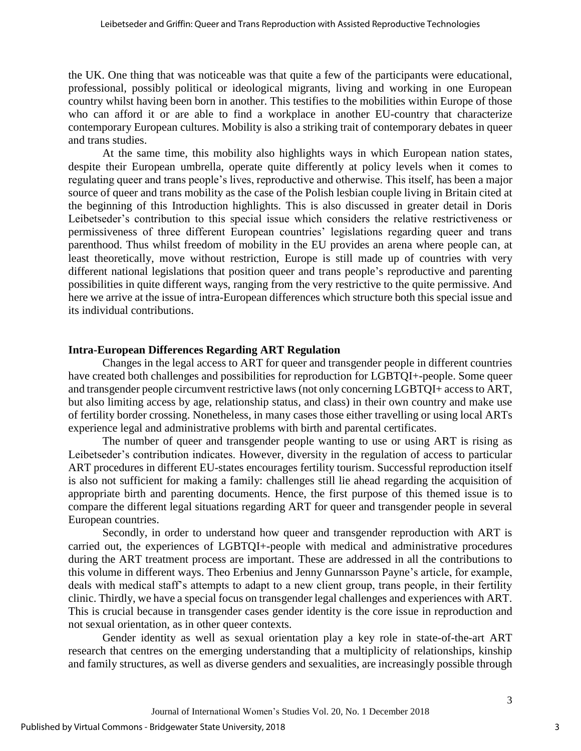the UK. One thing that was noticeable was that quite a few of the participants were educational, professional, possibly political or ideological migrants, living and working in one European country whilst having been born in another. This testifies to the mobilities within Europe of those who can afford it or are able to find a workplace in another EU-country that characterize contemporary European cultures. Mobility is also a striking trait of contemporary debates in queer and trans studies.

At the same time, this mobility also highlights ways in which European nation states, despite their European umbrella, operate quite differently at policy levels when it comes to regulating queer and trans people's lives, reproductive and otherwise. This itself, has been a major source of queer and trans mobility as the case of the Polish lesbian couple living in Britain cited at the beginning of this Introduction highlights. This is also discussed in greater detail in Doris Leibetseder's contribution to this special issue which considers the relative restrictiveness or permissiveness of three different European countries' legislations regarding queer and trans parenthood. Thus whilst freedom of mobility in the EU provides an arena where people can, at least theoretically, move without restriction, Europe is still made up of countries with very different national legislations that position queer and trans people's reproductive and parenting possibilities in quite different ways, ranging from the very restrictive to the quite permissive. And here we arrive at the issue of intra-European differences which structure both this special issue and its individual contributions.

## Intra-European Differences Regarding ART Regulation

Changes in the legal access to ART for queer and transgender people in different countries have created both challenges and possibilities for reproduction for LGBTQI+-people. Some queer and transgender people circumvent restrictive laws (not only concerning LGBTQI+ access to ART, but also limiting access by age, relationship status, and class) in their own country and make use of fertility border crossing. Nonetheless, in many cases those either travelling or using local ARTs experience legal and administrative problems with birth and parental certificates.

The number of queer and transgender people wanting to use or using ART is rising as Leibetseder's contribution indicates. However, diversity in the regulation of access to particular ART procedures in different EU-states encourages fertility tourism. Successful reproduction itself is also not sufficient for making a family: challenges still lie ahead regarding the acquisition of appropriate birth and parenting documents. Hence, the first purpose of this themed issue is to compare the different legal situations regarding ART for queer and transgender people in several European countries.

Secondly, in order to understand how queer and transgender reproduction with ART is carried out, the experiences of LGBTQI+-people with medical and administrative procedures during the ART treatment process are important. These are addressed in all the contributions to this volume in different ways. Theo Erbenius and Jenny Gunnarsson Payne's article, for example, deals with medical staff's attempts to adapt to a new client group, trans people, in their fertility clinic. Thirdly, we have a special focus on transgender legal challenges and experiences with ART. This is crucial because in transgender cases gender identity is the core issue in reproduction and not sexual orientation, as in other queer contexts.

Gender identity as well as sexual orientation play a key role in state-of-the-art ART research that centres on the emerging understanding that a multiplicity of relationships, kinship and family structures, as well as diverse genders and sexualities, are increasingly possible through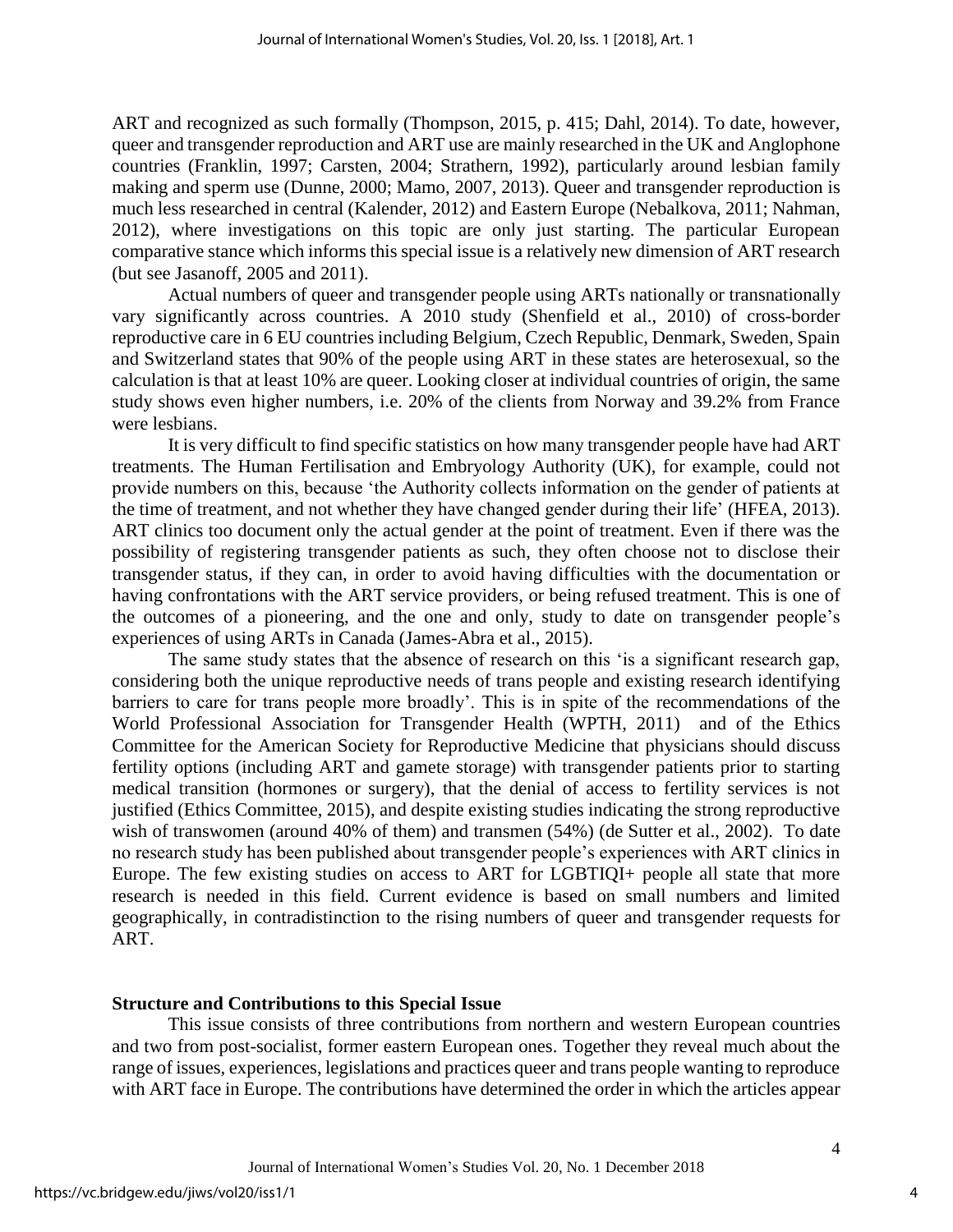ART and recognized as such formally (Thompson, 2015, p. 415; Dahl, 2014). To date, however, queer and transgender reproduction and ART use are mainly researched in the UK and Anglophone countries (Franklin, 1997; Carsten, 2004; Strathern, 1992), particularly around lesbian family making and sperm use (Dunne, 2000; Mamo, 2007, 2013). Queer and transgender reproduction is much less researched in central (Kalender, 2012) and Eastern Europe (Nebalkova, 2011; Nahman, 2012), where investigations on this topic are only just starting. The particular European comparative stance which informs this special issue is a relatively new dimension of ART research (but see Jasanoff, 2005 and 2011).

Actual numbers of queer and transgender people using ARTs nationally or transnationally vary significantly across countries. A 2010 study (Shenfield et al., 2010) of cross-border reproductive care in 6 EU countries including Belgium, Czech Republic, Denmark, Sweden, Spain and Switzerland states that 90% of the people using ART in these states are heterosexual, so the calculation is that at least 10% are queer. Looking closer at individual countries of origin, the same study shows even higher numbers, i.e. 20% of the clients from Norway and 39.2% from France were lesbians.

It is very difficult to find specific statistics on how many transgender people have had ART treatments. The Human Fertilisation and Embryology Authority (UK), for example, could not provide numbers on this, because 'the Authority collects information on the gender of patients at the time of treatment, and not whether they have changed gender during their life' (HFEA, 2013). ART clinics too document only the actual gender at the point of treatment. Even if there was the possibility of registering transgender patients as such, they often choose not to disclose their transgender status, if they can, in order to avoid having difficulties with the documentation or having confrontations with the ART service providers, or being refused treatment. This is one of the outcomes of a pioneering, and the one and only, study to date on transgender people's experiences of using ARTs in Canada (James-Abra et al., 2015).

The same study states that the absence of research on this 'is a significant research gap, considering both the unique reproductive needs of trans people and existing research identifying barriers to care for trans people more broadly'. This is in spite of the recommendations of the World Professional Association for Transgender Health (WPTH, 2011) and of the Ethics Committee for the American Society for Reproductive Medicine that physicians should discuss fertility options (including ART and gamete storage) with transgender patients prior to starting medical transition (hormones or surgery), that the denial of access to fertility services is not justified (Ethics Committee, 2015), and despite existing studies indicating the strong reproductive wish of transwomen (around 40% of them) and transmen (54%) (de Sutter et al., 2002). To date no research study has been published about transgender people's experiences with ART clinics in Europe. The few existing studies on access to ART for LGBTIQI+ people all state that more research is needed in this field. Current evidence is based on small numbers and limited geographically, in contradistinction to the rising numbers of queer and transgender requests for ART.

## Structure and Contributions to this Special Issue

This issue consists of three contributions from northern and western European countries and two from post-socialist, former eastern European ones. Together they reveal much about the range of issues, experiences, legislations and practices queer and trans people wanting to reproduce with ART face in Europe. The contributions have determined the order in which the articles appear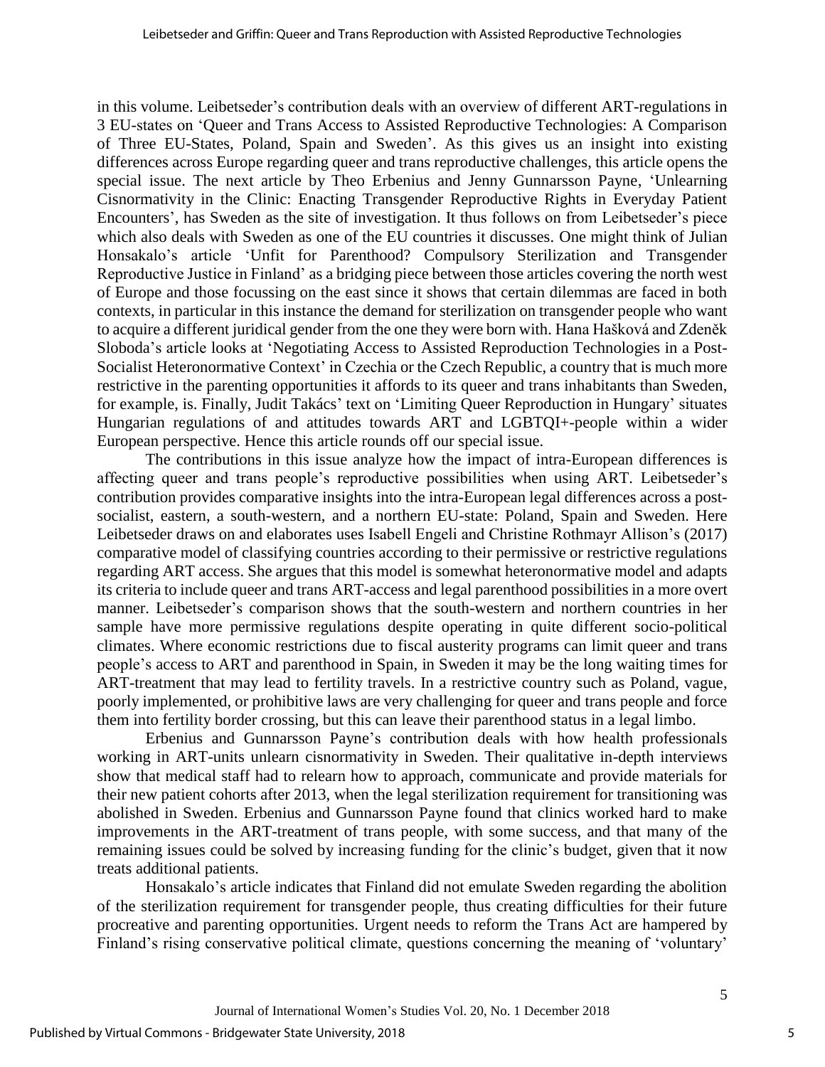in this volume. Leibetseder's contribution deals with an overview of different ART-regulations in 3 EU-states on 'Queer and Trans Access to Assisted Reproductive Technologies: A Comparison of Three EU-States, Poland, Spain and Sweden'. As this gives us an insight into existing differences across Europe regarding queer and trans reproductive challenges, this article opens the special issue. The next article by Theo Erbenius and Jenny Gunnarsson Payne, 'Unlearning Cisnormativity in the Clinic: Enacting Transgender Reproductive Rights in Everyday Patient Encounters', has Sweden as the site of investigation. It thus follows on from Leibetseder's piece which also deals with Sweden as one of the EU countries it discusses. One might think of Julian Honsakalo's article 'Unfit for Parenthood? Compulsory Sterilization and Transgender Reproductive Justice in Finland' as a bridging piece between those articles covering the north west of Europe and those focussing on the east since it shows that certain dilemmas are faced in both contexts, in particular in this instance the demand for sterilization on transgender people who want to acquire a different juridical gender from the one they were born with. Hana Hašková and Zdeněk Sloboda's article looks at 'Negotiating Access to Assisted Reproduction Technologies in a Post-Socialist Heteronormative Context' in Czechia or the Czech Republic, a country that is much more restrictive in the parenting opportunities it affords to its queer and trans inhabitants than Sweden, for example, is. Finally, Judit Takács' text on 'Limiting Queer Reproduction in Hungary' situates Hungarian regulations of and attitudes towards ART and LGBTQI+-people within a wider European perspective. Hence this article rounds off our special issue.

The contributions in this issue analyze how the impact of intra-European differences is affecting queer and trans people's reproductive possibilities when using ART. Leibetseder's contribution provides comparative insights into the intra-European legal differences across a post-socialist, eastern, a south-western, and a northern EU-state: Poland, Spain and Sweden. Here Leibetseder draws on and elaborates uses Isabell Engeli and Christine Rothmayr Allison's (2017) comparative model of classifying countries according to their permissive or restrictive regulations regarding ART access. She argues that this model is somewhat heteronormative model and adapts its criteria to include queer and trans ART-access and legal parenthood possibilities in a more overt manner. Leibetseder's comparison shows that the south-western and northern countries in her sample have more permissive regulations despite operating in quite different socio-political climates. Where economic restrictions due to fiscal austerity programs can limit queer and trans people's access to ART and parenthood in Spain, in Sweden it may be the long waiting times for ART-treatment that may lead to fertility travels. In a restrictive country such as Poland, vague, poorly implemented, or prohibitive laws are very challenging for queer and trans people and force them into fertility border crossing, but this can leave their parenthood status in a legal limbo.

Erbenius and Gunnarsson Payne's contribution deals with how health professionals working in ART-units unlearn cisnormativity in Sweden. Their qualitative in-depth interviews show that medical staff had to relearn how to approach, communicate and provide materials for their new patient cohorts after 2013, when the legal sterilization requirement for transitioning was abolished in Sweden. Erbenius and Gunnarsson Payne found that clinics worked hard to make improvements in the ART-treatment of trans people, with some success, and that many of the remaining issues could be solved by increasing funding for the clinic's budget, given that it now treats additional patients.

Honsakalo's article indicates that Finland did not emulate Sweden regarding the abolition of the sterilization requirement for transgender people, thus creating difficulties for their future procreative and parenting opportunities. Urgent needs to reform the Trans Act are hampered by Finland's rising conservative political climate, questions concerning the meaning of 'voluntary'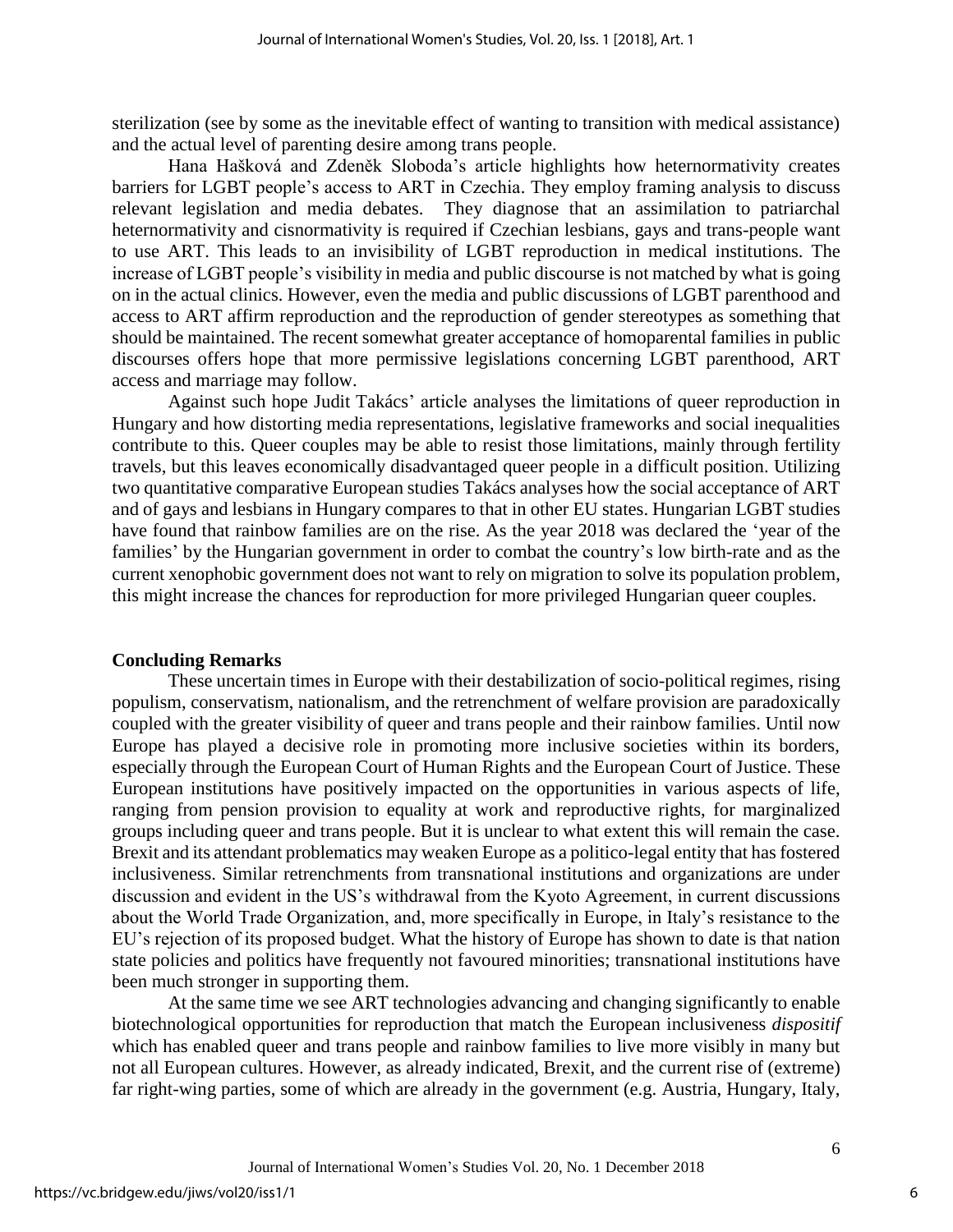sterilization (see by some as the inevitable effect of wanting to transition with medical assistance) and the actual level of parenting desire among trans people.

Hana Hašková and Zdeněk Sloboda's article highlights how heternormativity creates barriers for LGBT people's access to ART in Czechia. They employ framing analysis to discuss relevant legislation and media debates. They diagnose that an assimilation to patriarchal heternormativity and cisnormativity is required if Czechian lesbians, gays and trans-people want to use ART. This leads to an invisibility of LGBT reproduction in medical institutions. The increase of LGBT people's visibility in media and public discourse is not matched by what is going on in the actual clinics. However, even the media and public discussions of LGBT parenthood and access to ART affirm reproduction and the reproduction of gender stereotypes as something that should be maintained. The recent somewhat greater acceptance of homoparental families in public discourses offers hope that more permissive legislations concerning LGBT parenthood, ART access and marriage may follow.

Against such hope Judit Takács' article analyses the limitations of queer reproduction in Hungary and how distorting media representations, legislative frameworks and social inequalities contribute to this. Queer couples may be able to resist those limitations, mainly through fertility travels, but this leaves economically disadvantaged queer people in a difficult position. Utilizing two quantitative comparative European studies Takács analyses how the social acceptance of ART and of gays and lesbians in Hungary compares to that in other EU states. Hungarian LGBT studies have found that rainbow families are on the rise. As the year 2018 was declared the 'year of the families' by the Hungarian government in order to combat the country's low birth-rate and as the current xenophobic government does not want to rely on migration to solve its population problem, this might increase the chances for reproduction for more privileged Hungarian queer couples.

## Concluding Remarks

These uncertain times in Europe with their destabilization of socio-political regimes, rising populism, conservatism, nationalism, and the retrenchment of welfare provision are paradoxically coupled with the greater visibility of queer and trans people and their rainbow families. Until now Europe has played a decisive role in promoting more inclusive societies within its borders, especially through the European Court of Human Rights and the European Court of Justice. These European institutions have positively impacted on the opportunities in various aspects of life, ranging from pension provision to equality at work and reproductive rights, for marginalized groups including queer and trans people. But it is unclear to what extent this will remain the case. Brexit and its attendant problematics may weaken Europe as a politico-legal entity that has fostered inclusiveness. Similar retrenchments from transnational institutions and organizations are under discussion and evident in the US's withdrawal from the Kyoto Agreement, in current discussions about the World Trade Organization, and, more specifically in Europe, in Italy's resistance to the EU's rejection of its proposed budget. What the history of Europe has shown to date is that nation state policies and politics have frequently not favoured minorities; transnational institutions have been much stronger in supporting them.

At the same time we see ART technologies advancing and changing significantly to enable biotechnological opportunities for reproduction that match the European inclusiveness *dispositif* which has enabled queer and trans people and rainbow families to live more visibly in many but not all European cultures. However, as already indicated, Brexit, and the current rise of (extreme) far right-wing parties, some of which are already in the government (e.g. Austria, Hungary, Italy,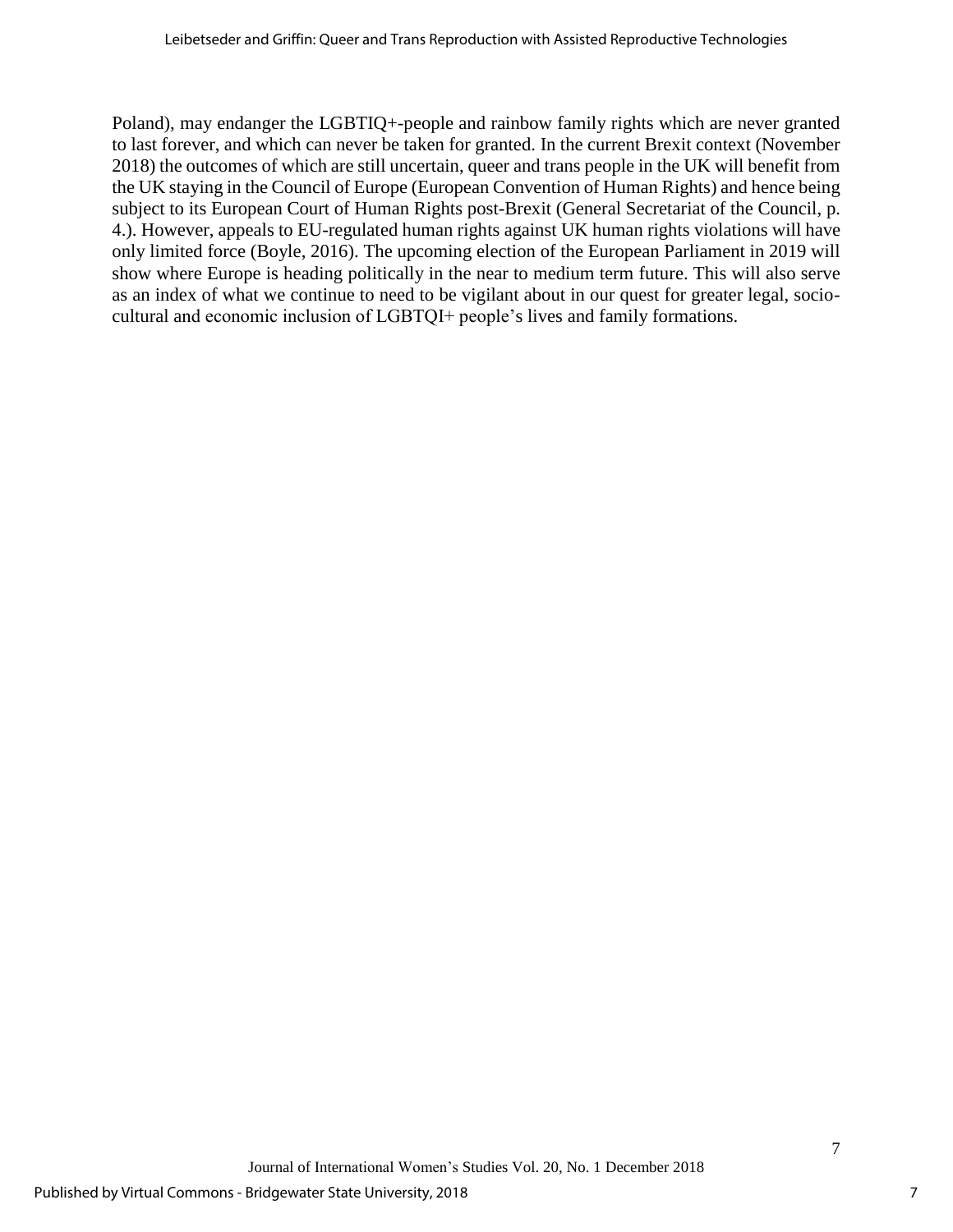Poland), may endanger the LGBTIQ+-people and rainbow family rights which are never granted to last forever, and which can never be taken for granted. In the current Brexit context (November 2018) the outcomes of which are still uncertain, queer and trans people in the UK will benefit from the UK staying in the Council of Europe (European Convention of Human Rights) and hence being subject to its European Court of Human Rights post-Brexit (General Secretariat of the Council, p. 4.). However, appeals to EU-regulated human rights against UK human rights violations will have only limited force (Boyle, 2016). The upcoming election of the European Parliament in 2019 will show where Europe is heading politically in the near to medium term future. This will also serve as an index of what we continue to need to be vigilant about in our quest for greater legal, socio-cultural and economic inclusion of LGBTQI+ people's lives and family formations.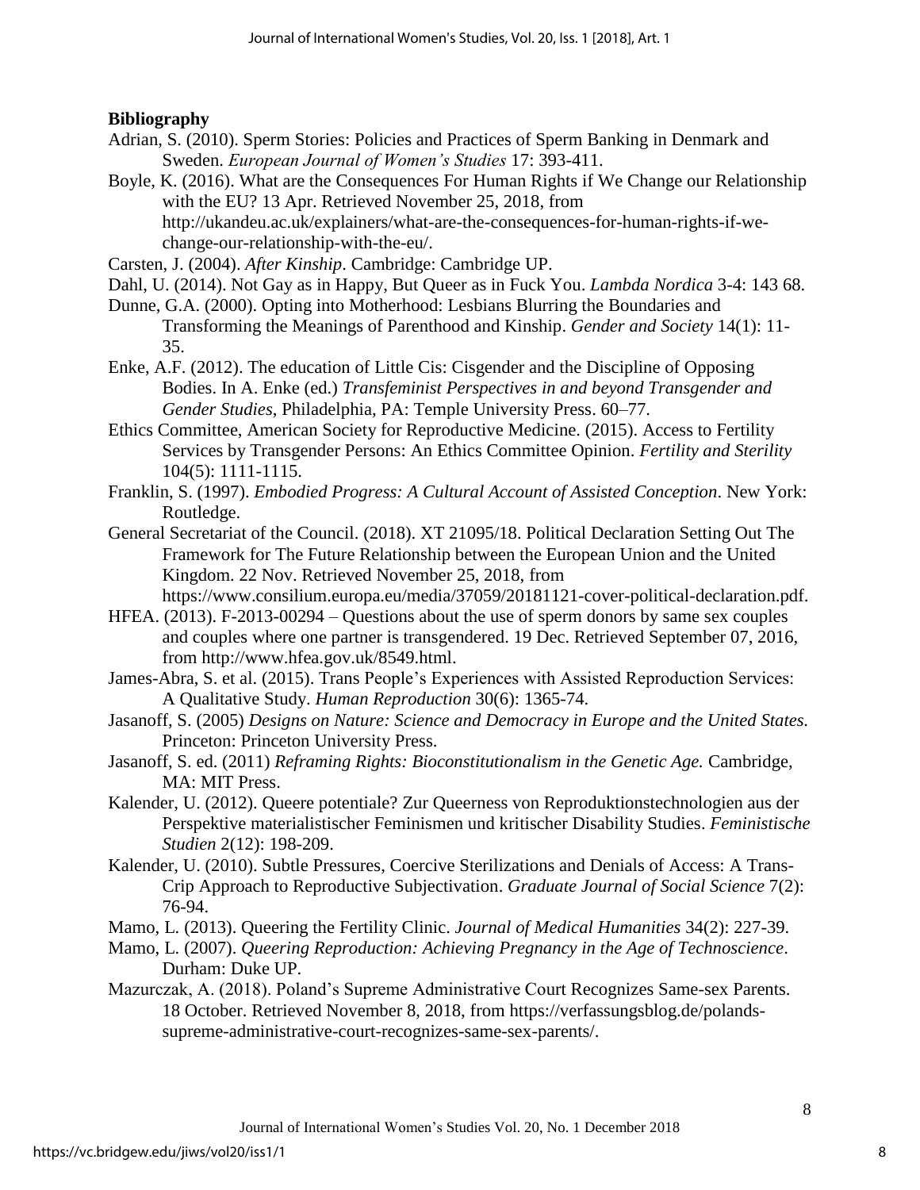**Bibliography**

Adrian, S. (2010). Sperm Stories: Policies and Practices of Sperm Banking in Denmark and Sweden. *European Journal of Women's Studies* 17: 393-411.

Boyle, K. (2016). What are the Consequences For Human Rights if We Change our Relationship with the EU? 13 Apr. Retrieved November 25, 2018, from http://ukandeu.ac.uk/explainers/what-are-the-consequences-for-human-rights-if-we-change-our-relationship-with-the-eu/.

Carsten, J. (2004). *After Kinship*. Cambridge: Cambridge UP.

Dahl, U. (2014). Not Gay as in Happy, But Queer as in Fuck You. *Lambda Nordica* 3-4: 143 68.

Dunne, G.A. (2000). Opting into Motherhood: Lesbians Blurring the Boundaries and Transforming the Meanings of Parenthood and Kinship. *Gender and Society* 14(1): 11-35.

Enke, A.F. (2012). The education of Little Cis: Cisgender and the Discipline of Opposing Bodies. In A. Enke (ed.) *Transfeminist Perspectives in and beyond Transgender and Gender Studies*, Philadelphia, PA: Temple University Press. 60–77.

Ethics Committee, American Society for Reproductive Medicine. (2015). Access to Fertility Services by Transgender Persons: An Ethics Committee Opinion. *Fertility and Sterility* 104(5): 1111-1115.

Franklin, S. (1997). *Embodied Progress: A Cultural Account of Assisted Conception*. New York: Routledge.

General Secretariat of the Council. (2018). XT 21095/18. Political Declaration Setting Out The Framework for The Future Relationship between the European Union and the United Kingdom. 22 Nov. Retrieved November 25, 2018, from https://www.consilium.europa.eu/media/37059/20181121-cover-political-declaration.pdf.

HFEA. (2013). F-2013-00294 – Questions about the use of sperm donors by same sex couples and couples where one partner is transgendered. 19 Dec. Retrieved September 07, 2016, from http://www.hfea.gov.uk/8549.html.

James-Abra, S. et al. (2015). Trans People's Experiences with Assisted Reproduction Services: A Qualitative Study. *Human Reproduction* 30(6): 1365-74.

Jasanoff, S. (2005) *Designs on Nature: Science and Democracy in Europe and the United States.* Princeton: Princeton University Press.

Jasanoff, S. ed. (2011) *Reframing Rights: Bioconstitutionalism in the Genetic Age.* Cambridge, MA: MIT Press.

Kalender, U. (2012). Queere potentiale? Zur Queerness von Reproduktionstechnologien aus der Perspektive materialistischer Feminismen und kritischer Disability Studies. *Feministische Studien* 2(12): 198-209.

Kalender, U. (2010). Subtle Pressures, Coercive Sterilizations and Denials of Access: A Trans-Crip Approach to Reproductive Subjectivation. *Graduate Journal of Social Science* 7(2): 76-94.

Mamo, L. (2013). Queering the Fertility Clinic. *Journal of Medical Humanities* 34(2): 227-39.

Mamo, L. (2007). *Queering Reproduction: Achieving Pregnancy in the Age of Technoscience*. Durham: Duke UP.

Mazurczak, A. (2018). Poland's Supreme Administrative Court Recognizes Same-sex Parents. 18 October. Retrieved November 8, 2018, from https://verfassungsblog.de/polands-supreme-administrative-court-recognizes-same-sex-parents/.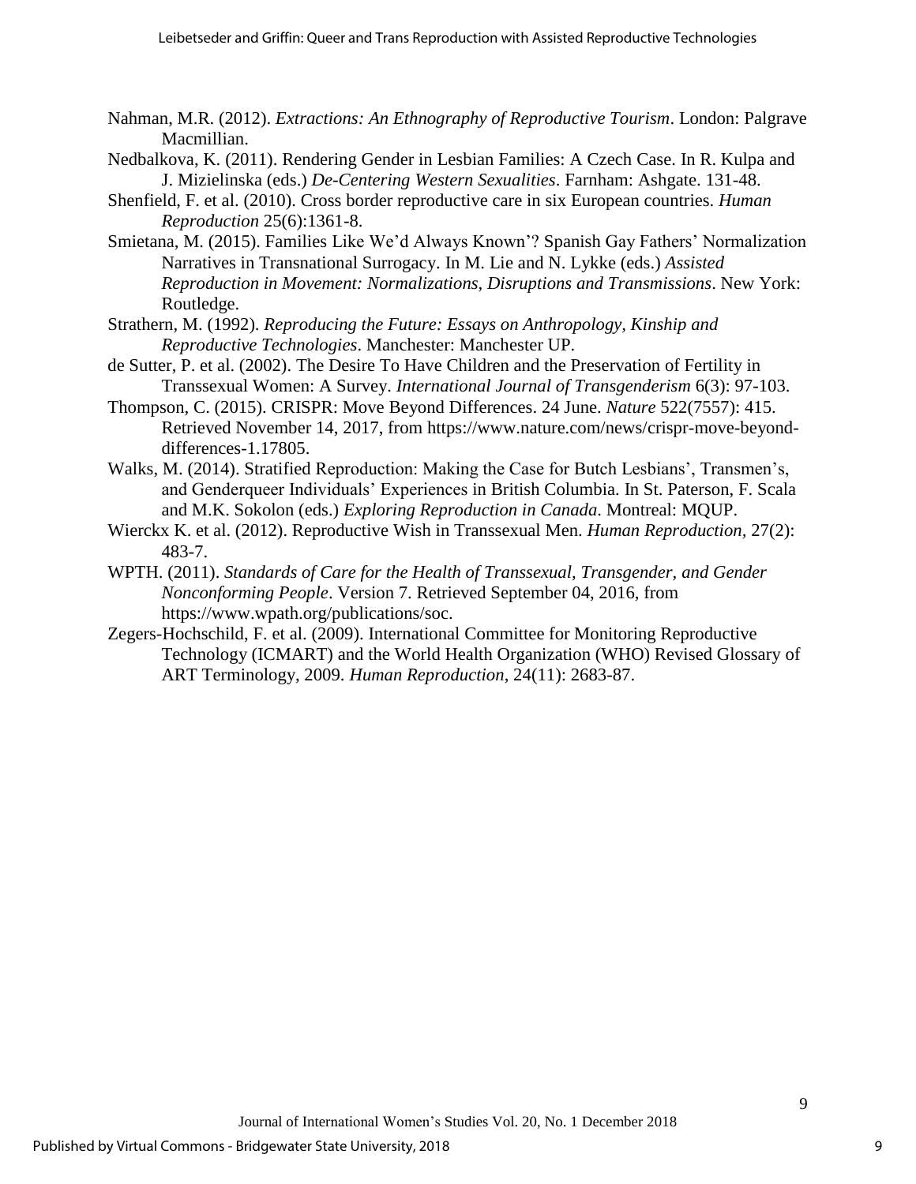Nahman, M.R. (2012). *Extractions: An Ethnography of Reproductive Tourism*. London: Palgrave Macmillian.

Nedbalkova, K. (2011). Rendering Gender in Lesbian Families: A Czech Case. In R. Kulpa and J. Mizielinska (eds.) *De-Centering Western Sexualities*. Farnham: Ashgate. 131-48.

Shenfield, F. et al. (2010). Cross border reproductive care in six European countries. *Human Reproduction* 25(6):1361-8.

Smietana, M. (2015). Families Like We'd Always Known'? Spanish Gay Fathers' Normalization Narratives in Transnational Surrogacy. In M. Lie and N. Lykke (eds.) *Assisted Reproduction in Movement: Normalizations, Disruptions and Transmissions*. New York: Routledge.

Strathern, M. (1992). *Reproducing the Future: Essays on Anthropology, Kinship and Reproductive Technologies*. Manchester: Manchester UP.

de Sutter, P. et al. (2002). The Desire To Have Children and the Preservation of Fertility in Transsexual Women: A Survey. *International Journal of Transgenderism* 6(3): 97-103.

Thompson, C. (2015). CRISPR: Move Beyond Differences. 24 June. *Nature* 522(7557): 415. Retrieved November 14, 2017, from https://www.nature.com/news/crispr-move-beyond-differences-1.17805.

Walks, M. (2014). Stratified Reproduction: Making the Case for Butch Lesbians', Transmen's, and Genderqueer Individuals' Experiences in British Columbia. In St. Paterson, F. Scala and M.K. Sokolon (eds.) *Exploring Reproduction in Canada*. Montreal: MQUP.

Wierckx K. et al. (2012). Reproductive Wish in Transsexual Men. *Human Reproduction*, 27(2): 483-7.

WPTH. (2011). *Standards of Care for the Health of Transsexual, Transgender, and Gender Nonconforming People*. Version 7. Retrieved September 04, 2016, from https://www.wpath.org/publications/soc.

Zegers-Hochschild, F. et al. (2009). International Committee for Monitoring Reproductive Technology (ICMART) and the World Health Organization (WHO) Revised Glossary of ART Terminology, 2009. *Human Reproduction*, 24(11): 2683-87.